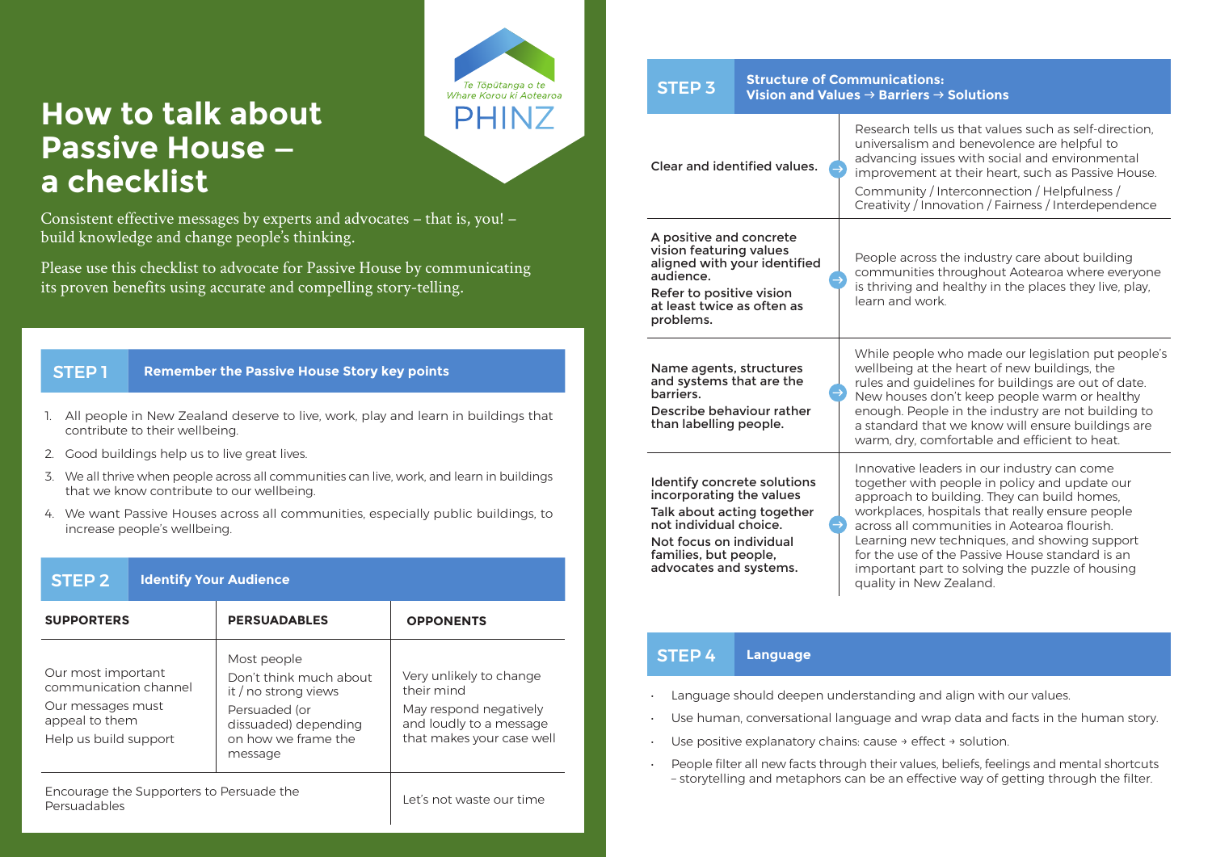# How to talk about Passive House – a checklist

Te Tōpūtanga o te Whare Korou ki Aotearoa
PHINZ

Consistent effective messages by experts and advocates – that is, you! – build knowledge and change people's thinking.

Please use this checklist to advocate for Passive House by communicating its proven benefits using accurate and compelling story-telling.

## STEP 1 Remember the Passive House Story key points

1. All people in New Zealand deserve to live, work, play and learn in buildings that contribute to their wellbeing.
2. Good buildings help us to live great lives.
3. We all thrive when people across all communities can live, work, and learn in buildings that we know contribute to our wellbeing.
4. We want Passive Houses across all communities, especially public buildings, to increase people's wellbeing.

## STEP 2 Identify Your Audience

| SUPPORTERS | PERSUADABLES | OPPONENTS |
|---|---|---|
| Our most important communication channel<br>Our messages must appeal to them<br>Help us build support | Most people<br>Don't think much about it / no strong views<br>Persuaded (or dissuaded) depending on how we frame the message | Very unlikely to change their mind<br>May respond negatively and loudly to a message that makes your case well |
| Encourage the Supporters to Persuade the Persuadables | | Let's not waste our time |

## STEP 3 Structure of Communications: Vision and Values → Barriers → Solutions

| | |
|---|---|
| **Clear and identified values.** | Research tells us that values such as self-direction, universalism and benevolence are helpful to advancing issues with social and environmental improvement at their heart, such as Passive House.<br>Community / Interconnection / Helpfulness / Creativity / Innovation / Fairness / Interdependence |
| **A positive and concrete vision featuring values aligned with your identified audience.**<br>**Refer to positive vision at least twice as often as problems.** | People across the industry care about building communities throughout Aotearoa where everyone is thriving and healthy in the places they live, play, learn and work. |
| **Name agents, structures and systems that are the barriers.**<br>**Describe behaviour rather than labelling people.** | While people who made our legislation put people's wellbeing at the heart of new buildings, the rules and guidelines for buildings are out of date. New houses don't keep people warm or healthy enough. People in the industry are not building to a standard that we know will ensure buildings are warm, dry, comfortable and efficient to heat. |
| **Identify concrete solutions incorporating the values**<br>**Talk about acting together not individual choice.**<br>**Not focus on individual families, but people, advocates and systems.** | Innovative leaders in our industry can come together with people in policy and update our approach to building. They can build homes, workplaces, hospitals that really ensure people across all communities in Aotearoa flourish. Learning new techniques, and showing support for the use of the Passive House standard is an important part to solving the puzzle of housing quality in New Zealand. |

## STEP 4 Language

- Language should deepen understanding and align with our values.
- Use human, conversational language and wrap data and facts in the human story.
- Use positive explanatory chains: cause → effect → solution.
- People filter all new facts through their values, beliefs, feelings and mental shortcuts – storytelling and metaphors can be an effective way of getting through the filter.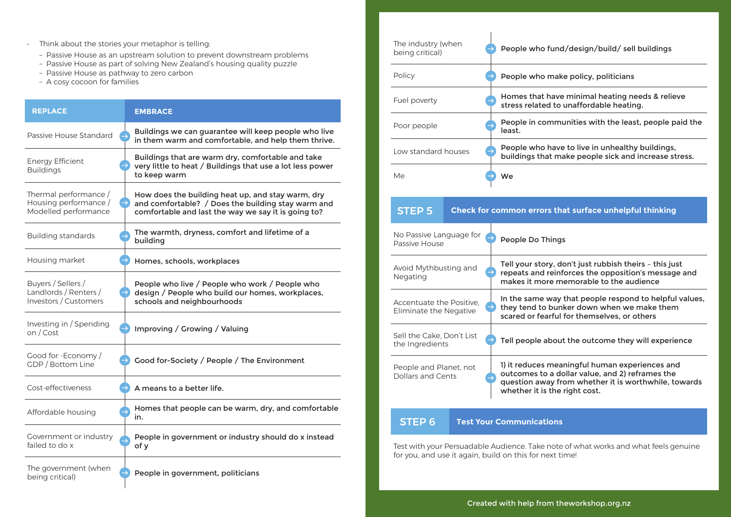- Think about the stories your metaphor is telling:
  - Passive House as an upstream solution to prevent downstream problems
  - Passive House as part of solving New Zealand's housing quality puzzle
  - Passive House as pathway to zero carbon
  - A cosy cocoon for families

| REPLACE | EMBRACE |
|---|---|
| Passive House Standard | Buildings we can guarantee will keep people who live in them warm and comfortable, and help them thrive. |
| Energy Efficient Buildings | Buildings that are warm dry, comfortable and take very little to heat / Buildings that use a lot less power to keep warm |
| Thermal performance / Housing performance / Modelled performance | How does the building heat up, and stay warm, dry and comfortable? / Does the building stay warm and comfortable and last the way we say it is going to? |
| Building standards | The warmth, dryness, comfort and lifetime of a building |
| Housing market | Homes, schools, workplaces |
| Buyers / Sellers / Landlords / Renters / Investors / Customers | People who live / People who work / People who design / People who build our homes, workplaces, schools and neighbourhoods |
| Investing in / Spending on / Cost | Improving / Growing / Valuing |
| Good for -Economy / GDP / Bottom Line | Good for-Society / People / The Environment |
| Cost-effectiveness | A means to a better life. |
| Affordable housing | Homes that people can be warm, dry, and comfortable in. |
| Government or industry failed to do x | People in government or industry should do x instead of y |
| The government (when being critical) | People in government, politicians |
| The industry (when being critical) | People who fund/design/build/ sell buildings |
| Policy | People who make policy, politicians |
| Fuel poverty | Homes that have minimal heating needs & relieve stress related to unaffordable heating. |
| Poor people | People in communities with the least, people paid the least. |
| Low standard houses | People who have to live in unhealthy buildings, buildings that make people sick and increase stress. |
| Me | We |

## STEP 5 Check for common errors that surface unhelpful thinking

| | |
|---|---|
| No Passive Language for Passive House | People Do Things |
| Avoid Mythbusting and Negating | Tell your story, don't just rubbish theirs – this just repeats and reinforces the opposition's message and makes it more memorable to the audience |
| Accentuate the Positive, Eliminate the Negative | In the same way that people respond to helpful values, they tend to bunker down when we make them scared or fearful for themselves, or others |
| Sell the Cake, Don't List the Ingredients | Tell people about the outcome they will experience |
| People and Planet, not Dollars and Cents | 1) it reduces meaningful human experiences and outcomes to a dollar value, and 2) reframes the question away from whether it is worthwhile, towards whether it is the right cost. |

## STEP 6 Test Your Communications

Test with your Persuadable Audience. Take note of what works and what feels genuine for you, and use it again, build on this for next time!

Created with help from theworkshop.org.nz